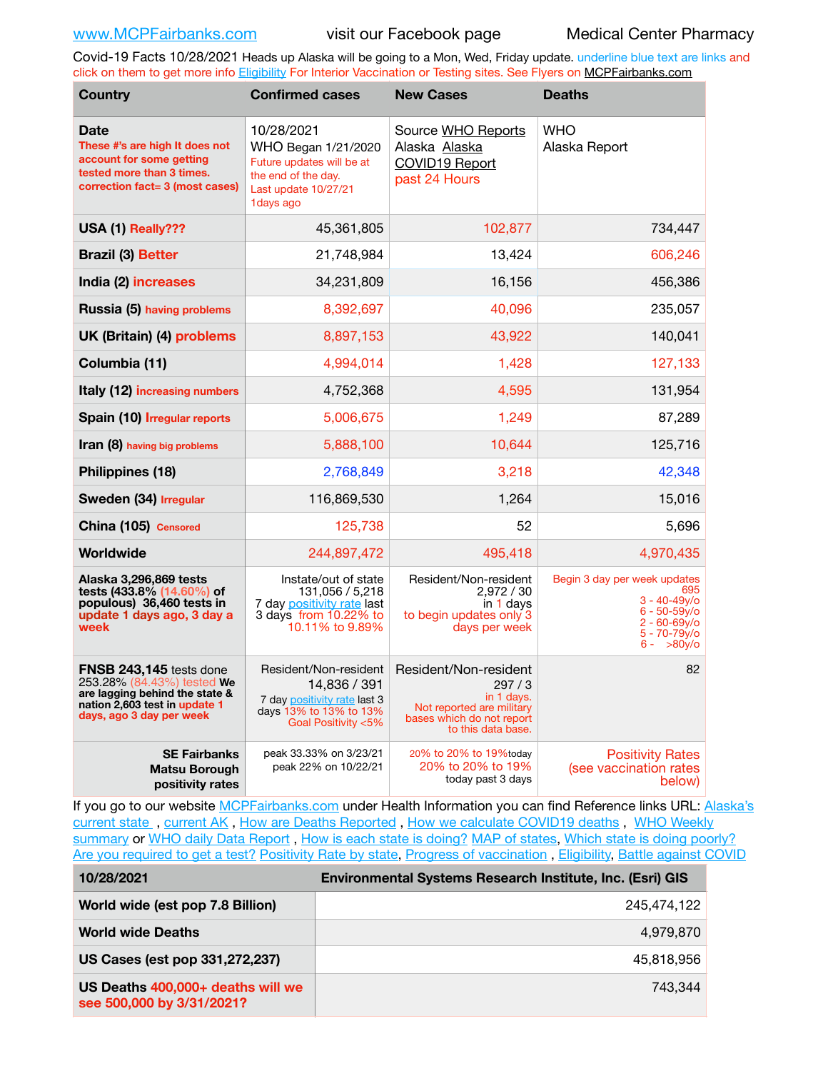www.MCPFairbanks.com visit our Facebook page Medical Center Pharmacy

Covid-19 Facts 10/28/2021 Heads up Alaska will be going to a Mon, Wed, Friday update. underline blue text are links and click on them to get more info Eligibility For Interior Vaccination or Testing sites. See Flyers on MCPFairbanks.com

| Country | Confirmed cases | New Cases | Deaths |
|---|---|---|---|
| **Date** These #'s are high It does not account for some getting tested more than 3 times. correction fact= 3 (most cases) | 10/28/2021 WHO Began 1/21/2020 Future updates will be at the end of the day. Last update 10/27/21 1days ago | Source WHO Reports Alaska Alaska COVID19 Report past 24 Hours | WHO Alaska Report |
| **USA (1) Really???** | 45,361,805 | 102,877 | 734,447 |
| **Brazil (3) Better** | 21,748,984 | 13,424 | 606,246 |
| **India (2) increases** | 34,231,809 | 16,156 | 456,386 |
| **Russia (5) having problems** | 8,392,697 | 40,096 | 235,057 |
| **UK (Britain) (4) problems** | 8,897,153 | 43,922 | 140,041 |
| **Columbia (11)** | 4,994,014 | 1,428 | 127,133 |
| **Italy (12) increasing numbers** | 4,752,368 | 4,595 | 131,954 |
| **Spain (10) Irregular reports** | 5,006,675 | 1,249 | 87,289 |
| **Iran (8) having big problems** | 5,888,100 | 10,644 | 125,716 |
| **Philippines (18)** | 2,768,849 | 3,218 | 42,348 |
| **Sweden (34) Irregular** | 116,869,530 | 1,264 | 15,016 |
| **China (105) Censored** | 125,738 | 52 | 5,696 |
| **Worldwide** | 244,897,472 | 495,418 | 4,970,435 |
| **Alaska 3,296,869 tests tests (433.8% (14.60%) of populous) 36,460 tests in update 1 days ago, 3 day a week** | Instate/out of state 131,056 / 5,218 7 day positivity rate last 3 days from 10.22% to 10.11% to 9.89% | Resident/Non-resident 2,972 / 30 in 1 days to begin updates only 3 days per week | Begin 3 day per week updates 695 3 - 40-49y/o 6 - 50-59y/o 2 - 60-69y/o 5 - 70-79y/o 6 - >80y/o |
| **FNSB 243,145** tests done 253.28% (84.43%) tested **We are lagging behind the state & nation 2,603 test in update 1 days, ago 3 day per week** | Resident/Non-resident 14,836 / 391 7 day positivity rate last 3 days 13% to 13% to 13% Goal Positivity <5% | Resident/Non-resident 297 / 3 in 1 days. Not reported are military bases which do not report to this data base. | 82 |
| **SE Fairbanks Matsu Borough positivity rates** | peak 33.33% on 3/23/21 peak 22% on 10/22/21 | 20% to 20% to 19% today 20% to 20% to 19% today past 3 days | Positivity Rates (see vaccination rates below) |

If you go to our website MCPFairbanks.com under Health Information you can find Reference links URL: Alaska's current state , current AK , How are Deaths Reported , How we calculate COVID19 deaths , WHO Weekly summary or WHO daily Data Report , How is each state is doing? MAP of states, Which state is doing poorly? Are you required to get a test? Positivity Rate by state, Progress of vaccination , Eligibility, Battle against COVID

| 10/28/2021 | Environmental Systems Research Institute, Inc. (Esri) GIS |
|---|---|
| **World wide (est pop 7.8 Billion)** | 245,474,122 |
| **World wide Deaths** | 4,979,870 |
| **US Cases (est pop 331,272,237)** | 45,818,956 |
| **US Deaths 400,000+ deaths will we see 500,000 by 3/31/2021?** | 743,344 |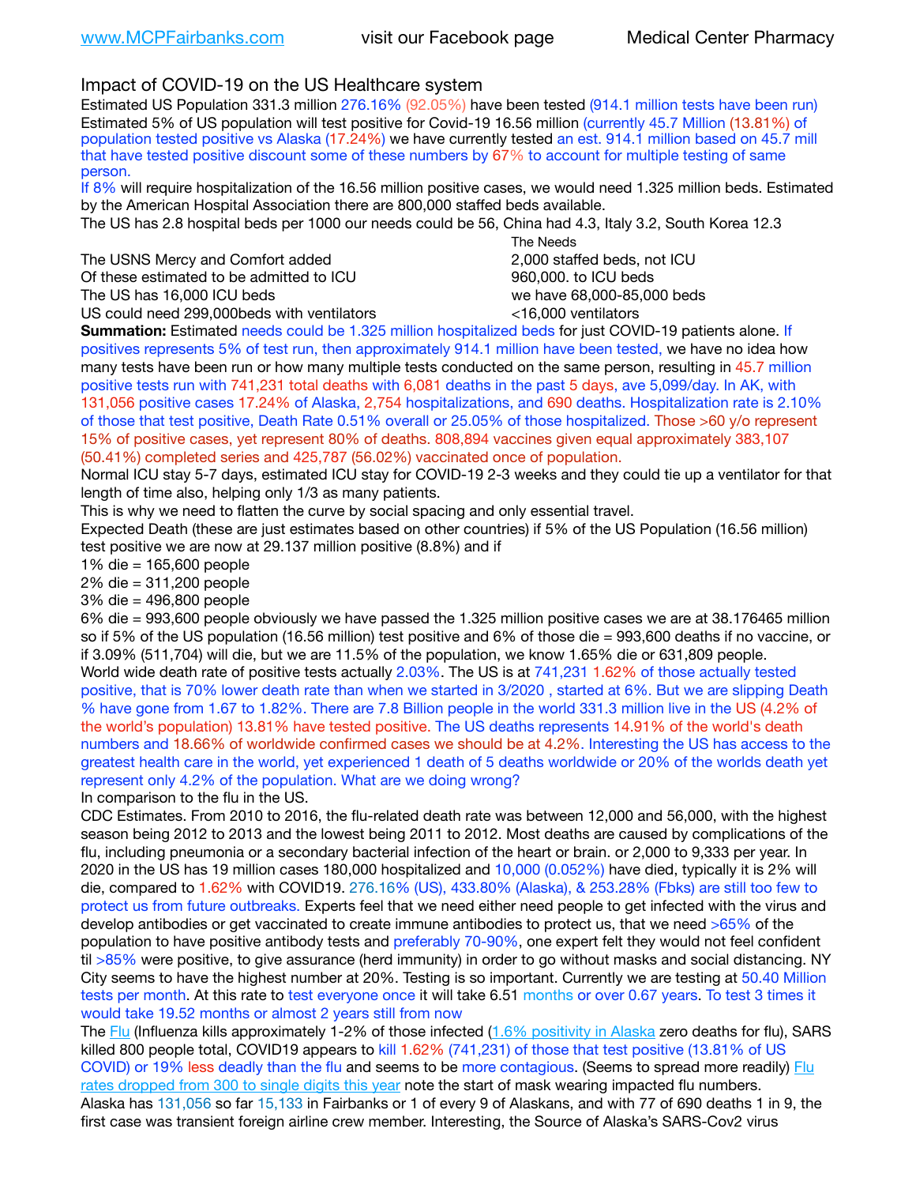www.MCPFairbanks.com visit our Facebook page Medical Center Pharmacy

## Impact of COVID-19 on the US Healthcare system

Estimated US Population 331.3 million 276.16% (92.05%) have been tested (914.1 million tests have been run) Estimated 5% of US population will test positive for Covid-19 16.56 million (currently 45.7 Million (13.81%) of population tested positive vs Alaska (17.24%) we have currently tested an est. 914.1 million based on 45.7 mill that have tested positive discount some of these numbers by 67% to account for multiple testing of same person.

If 8% will require hospitalization of the 16.56 million positive cases, we would need 1.325 million beds. Estimated by the American Hospital Association there are 800,000 staffed beds available.

The US has 2.8 hospital beds per 1000 our needs could be 56, China had 4.3, Italy 3.2, South Korea 12.3

| | The Needs |
|---|---|
| The USNS Mercy and Comfort added | 2,000 staffed beds, not ICU |
| Of these estimated to be admitted to ICU | 960,000. to ICU beds |
| The US has 16,000 ICU beds | we have 68,000-85,000 beds |
| US could need 299,000beds with ventilators | <16,000 ventilators |

**Summation:** Estimated needs could be 1.325 million hospitalized beds for just COVID-19 patients alone. If positives represents 5% of test run, then approximately 914.1 million have been tested, we have no idea how many tests have been run or how many multiple tests conducted on the same person, resulting in 45.7 million positive tests run with 741,231 total deaths with 6,081 deaths in the past 5 days, ave 5,099/day. In AK, with 131,056 positive cases 17.24% of Alaska, 2,754 hospitalizations, and 690 deaths. Hospitalization rate is 2.10% of those that test positive, Death Rate 0.51% overall or 25.05% of those hospitalized. Those >60 y/o represent 15% of positive cases, yet represent 80% of deaths. 808,894 vaccines given equal approximately 383,107 (50.41%) completed series and 425,787 (56.02%) vaccinated once of population.

Normal ICU stay 5-7 days, estimated ICU stay for COVID-19 2-3 weeks and they could tie up a ventilator for that length of time also, helping only 1/3 as many patients.

This is why we need to flatten the curve by social spacing and only essential travel.

Expected Death (these are just estimates based on other countries) if 5% of the US Population (16.56 million) test positive we are now at 29.137 million positive (8.8%) and if

1% die = 165,600 people
2% die = 311,200 people
3% die = 496,800 people
6% die = 993,600 people obviously we have passed the 1.325 million positive cases we are at 38.176465 million so if 5% of the US population (16.56 million) test positive and 6% of those die = 993,600 deaths if no vaccine, or if 3.09% (511,704) will die, but we are 11.5% of the population, we know 1.65% die or 631,809 people.

World wide death rate of positive tests actually 2.03%. The US is at 741,231 1.62% of those actually tested positive, that is 70% lower death rate than when we started in 3/2020 , started at 6%. But we are slipping Death % have gone from 1.67 to 1.82%. There are 7.8 Billion people in the world 331.3 million live in the US (4.2% of the world's population) 13.81% have tested positive. The US deaths represents 14.91% of the world's death numbers and 18.66% of worldwide confirmed cases we should be at 4.2%. Interesting the US has access to the greatest health care in the world, yet experienced 1 death of 5 deaths worldwide or 20% of the worlds death yet represent only 4.2% of the population. What are we doing wrong?

In comparison to the flu in the US.

CDC Estimates. From 2010 to 2016, the flu-related death rate was between 12,000 and 56,000, with the highest season being 2012 to 2013 and the lowest being 2011 to 2012. Most deaths are caused by complications of the flu, including pneumonia or a secondary bacterial infection of the heart or brain. or 2,000 to 9,333 per year. In 2020 in the US has 19 million cases 180,000 hospitalized and 10,000 (0.052%) have died, typically it is 2% will die, compared to 1.62% with COVID19. 276.16% (US), 433.80% (Alaska), & 253.28% (Fbks) are still too few to protect us from future outbreaks. Experts feel that we need either need people to get infected with the virus and develop antibodies or get vaccinated to create immune antibodies to protect us, that we need >65% of the population to have positive antibody tests and preferably 70-90%, one expert felt they would not feel confident til >85% were positive, to give assurance (herd immunity) in order to go without masks and social distancing. NY City seems to have the highest number at 20%. Testing is so important. Currently we are testing at 50.40 Million tests per month. At this rate to test everyone once it will take 6.51 months or over 0.67 years. To test 3 times it would take 19.52 months or almost 2 years still from now

The Flu (Influenza kills approximately 1-2% of those infected (1.6% positivity in Alaska zero deaths for flu), SARS killed 800 people total, COVID19 appears to kill 1.62% (741,231) of those that test positive (13.81% of US COVID) or 19% less deadly than the flu and seems to be more contagious. (Seems to spread more readily) Flu rates dropped from 300 to single digits this year note the start of mask wearing impacted flu numbers.

Alaska has 131,056 so far 15,133 in Fairbanks or 1 of every 9 of Alaskans, and with 77 of 690 deaths 1 in 9, the first case was transient foreign airline crew member. Interesting, the Source of Alaska's SARS-Cov2 virus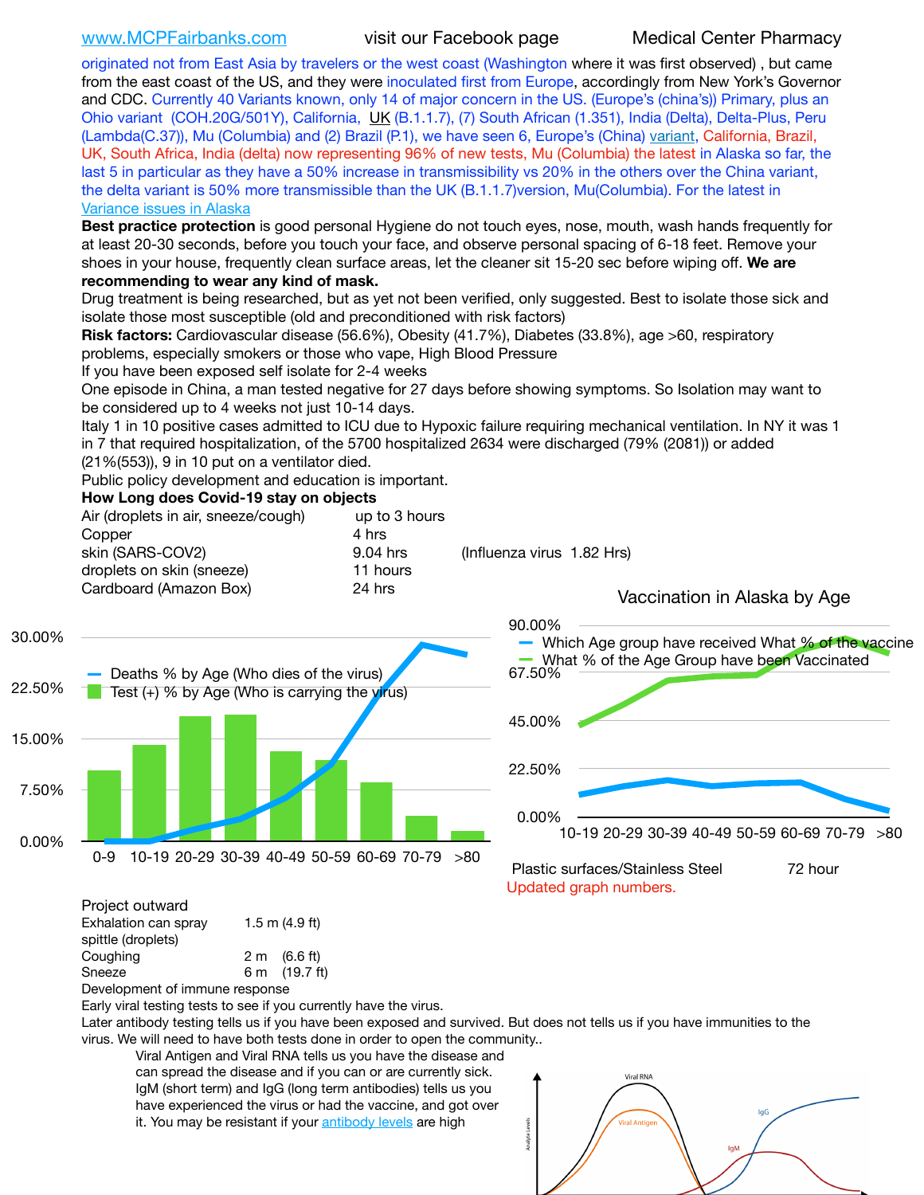www.MCPFairbanks.com visit our Facebook page Medical Center Pharmacy

originated not from East Asia by travelers or the west coast (Washington where it was first observed) , but came from the east coast of the US, and they were inoculated first from Europe, accordingly from New York's Governor and CDC. Currently 40 Variants known, only 14 of major concern in the US. (Europe's (china's)) Primary, plus an Ohio variant (COH.20G/501Y), California, UK (B.1.1.7), (7) South African (1.351), India (Delta), Delta-Plus, Peru (Lambda(C.37)), Mu (Columbia) and (2) Brazil (P.1), we have seen 6, Europe's (China) variant, California, Brazil, UK, South Africa, India (delta) now representing 96% of new tests, Mu (Columbia) the latest in Alaska so far, the last 5 in particular as they have a 50% increase in transmissibility vs 20% in the others over the China variant, the delta variant is 50% more transmissible than the UK (B.1.1.7)version, Mu(Columbia). For the latest in Variance issues in Alaska

**Best practice protection** is good personal Hygiene do not touch eyes, nose, mouth, wash hands frequently for at least 20-30 seconds, before you touch your face, and observe personal spacing of 6-18 feet. Remove your shoes in your house, frequently clean surface areas, let the cleaner sit 15-20 sec before wiping off. **We are recommending to wear any kind of mask.**

Drug treatment is being researched, but as yet not been verified, only suggested. Best to isolate those sick and isolate those most susceptible (old and preconditioned with risk factors)

**Risk factors:** Cardiovascular disease (56.6%), Obesity (41.7%), Diabetes (33.8%), age >60, respiratory problems, especially smokers or those who vape, High Blood Pressure

If you have been exposed self isolate for 2-4 weeks

One episode in China, a man tested negative for 27 days before showing symptoms. So Isolation may want to be considered up to 4 weeks not just 10-14 days.

Italy 1 in 10 positive cases admitted to ICU due to Hypoxic failure requiring mechanical ventilation. In NY it was 1 in 7 that required hospitalization, of the 5700 hospitalized 2634 were discharged (79% (2081)) or added (21%(553)), 9 in 10 put on a ventilator died.

Public policy development and education is important.

**How Long does Covid-19 stay on objects**

| | | |
|---|---|---|
| Air (droplets in air, sneeze/cough) | up to 3 hours | |
| Copper | 4 hrs | |
| skin (SARS-COV2) | 9.04 hrs | (Influenza virus 1.82 Hrs) |
| droplets on skin (sneeze) | 11 hours | |
| Cardboard (Amazon Box) | 24 hrs | |
| Plastic surfaces/Stainless Steel | 72 hour | |

Updated graph numbers.

Project outward

| | |
|---|---|
| Exhalation can spray spittle (droplets) | 1.5 m (4.9 ft) |
| Coughing | 2 m (6.6 ft) |
| Sneeze | 6 m (19.7 ft) |

Development of immune response

Early viral testing tests to see if you currently have the virus.

Later antibody testing tells us if you have been exposed and survived. But does not tells us if you have immunities to the virus. We will need to have both tests done in order to open the community..

Viral Antigen and Viral RNA tells us you have the disease and can spread the disease and if you can or are currently sick. IgM (short term) and IgG (long term antibodies) tells us you have experienced the virus or had the vaccine, and got over it. You may be resistant if your antibody levels are high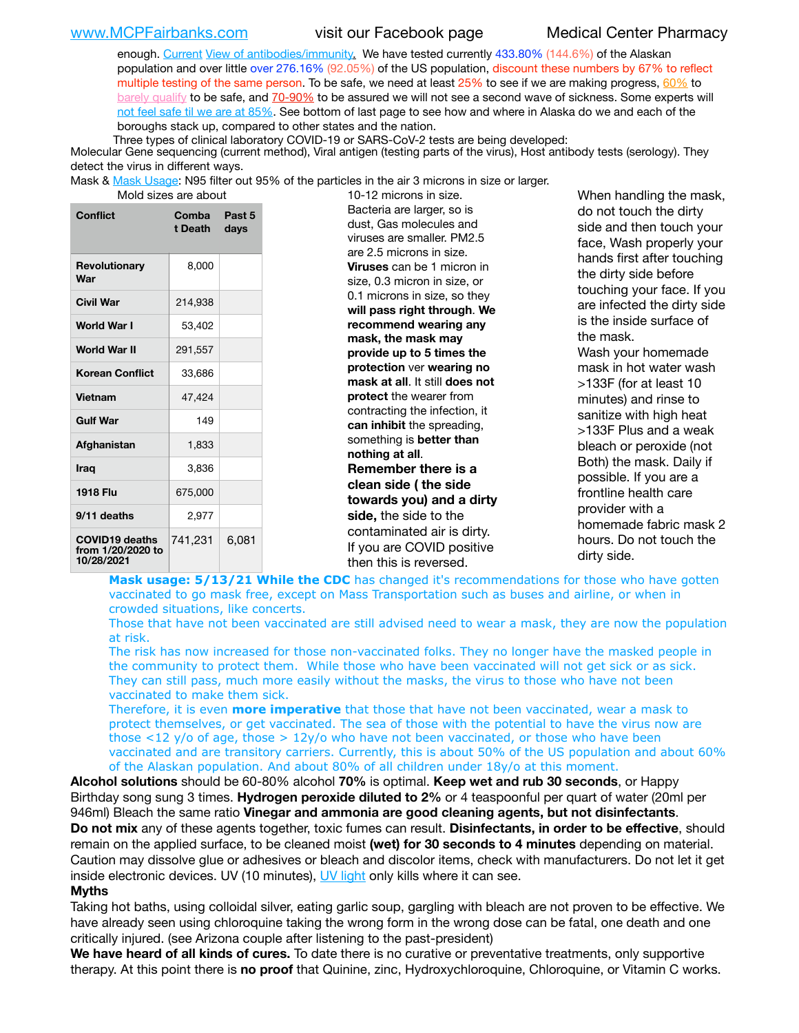enough. Current View of antibodies/immunity. We have tested currently 433.80% (144.6%) of the Alaskan population and over little over 276.16% (92.05%) of the US population, discount these numbers by 67% to reflect multiple testing of the same person. To be safe, we need at least 25% to see if we are making progress, 60% to barely qualify to be safe, and 70-90% to be assured we will not see a second wave of sickness. Some experts will not feel safe til we are at 85%. See bottom of last page to see how and where in Alaska do we and each of the boroughs stack up, compared to other states and the nation.

Three types of clinical laboratory COVID-19 or SARS-CoV-2 tests are being developed:
Molecular Gene sequencing (current method), Viral antigen (testing parts of the virus), Host antibody tests (serology). They detect the virus in different ways.

Mask & Mask Usage: N95 filter out 95% of the particles in the air 3 microns in size or larger.

| Conflict | Combat Death | Past 5 days |
|---|---|---|
| Revolutionary War | 8,000 | |
| Civil War | 214,938 | |
| World War I | 53,402 | |
| World War II | 291,557 | |
| Korean Conflict | 33,686 | |
| Vietnam | 47,424 | |
| Gulf War | 149 | |
| Afghanistan | 1,833 | |
| Iraq | 3,836 | |
| 1918 Flu | 675,000 | |
| 9/11 deaths | 2,977 | |
| COVID19 deaths from 1/20/2020 to 10/28/2021 | 741,231 | 6,081 |

Mold sizes are about 10-12 microns in size. Bacteria are larger, so is dust, Gas molecules and viruses are smaller. PM2.5 are 2.5 microns in size. **Viruses** can be 1 micron in size, 0.3 micron in size, or 0.1 microns in size, so they **will pass right through. We recommend wearing any mask, the mask may provide up to 5 times the protection** ver **wearing no mask at all**. It still **does not protect** the wearer from contracting the infection, it **can inhibit** the spreading, something is **better than nothing at all**.

**Remember there is a clean side ( the side towards you) and a dirty side,** the side to the contaminated air is dirty. If you are COVID positive then this is reversed.

When handling the mask, do not touch the dirty side and then touch your face, Wash properly your hands first after touching the dirty side before touching your face. If you are infected the dirty side is the inside surface of the mask.

Wash your homemade mask in hot water wash >133F (for at least 10 minutes) and rinse to sanitize with high heat >133F Plus and a weak bleach or peroxide (not Both) the mask. Daily if possible. If you are a frontline health care provider with a homemade fabric mask 2 hours. Do not touch the dirty side.

**Mask usage: 5/13/21 While the CDC** has changed it's recommendations for those who have gotten vaccinated to go mask free, except on Mass Transportation such as buses and airline, or when in crowded situations, like concerts.

Those that have not been vaccinated are still advised need to wear a mask, they are now the population at risk.

The risk has now increased for those non-vaccinated folks. They no longer have the masked people in the community to protect them. While those who have been vaccinated will not get sick or as sick. They can still pass, much more easily without the masks, the virus to those who have not been vaccinated to make them sick.

Therefore, it is even **more imperative** that those that have not been vaccinated, wear a mask to protect themselves, or get vaccinated. The sea of those with the potential to have the virus now are those <12 y/o of age, those > 12y/o who have not been vaccinated, or those who have been vaccinated and are transitory carriers. Currently, this is about 50% of the US population and about 60% of the Alaskan population. And about 80% of all children under 18y/o at this moment.

**Alcohol solutions** should be 60-80% alcohol **70%** is optimal. **Keep wet and rub 30 seconds**, or Happy Birthday song sung 3 times. **Hydrogen peroxide diluted to 2%** or 4 teaspoonful per quart of water (20ml per 946ml) Bleach the same ratio **Vinegar and ammonia are good cleaning agents, but not disinfectants**.

**Do not mix** any of these agents together, toxic fumes can result. **Disinfectants, in order to be effective**, should remain on the applied surface, to be cleaned moist **(wet) for 30 seconds to 4 minutes** depending on material. Caution may dissolve glue or adhesives or bleach and discolor items, check with manufacturers. Do not let it get inside electronic devices. UV (10 minutes), UV light only kills where it can see.

**Myths**

Taking hot baths, using colloidal silver, eating garlic soup, gargling with bleach are not proven to be effective. We have already seen using chloroquine taking the wrong form in the wrong dose can be fatal, one death and one critically injured. (see Arizona couple after listening to the past-president)

**We have heard of all kinds of cures.** To date there is no curative or preventative treatments, only supportive therapy. At this point there is **no proof** that Quinine, zinc, Hydroxychloroquine, Chloroquine, or Vitamin C works.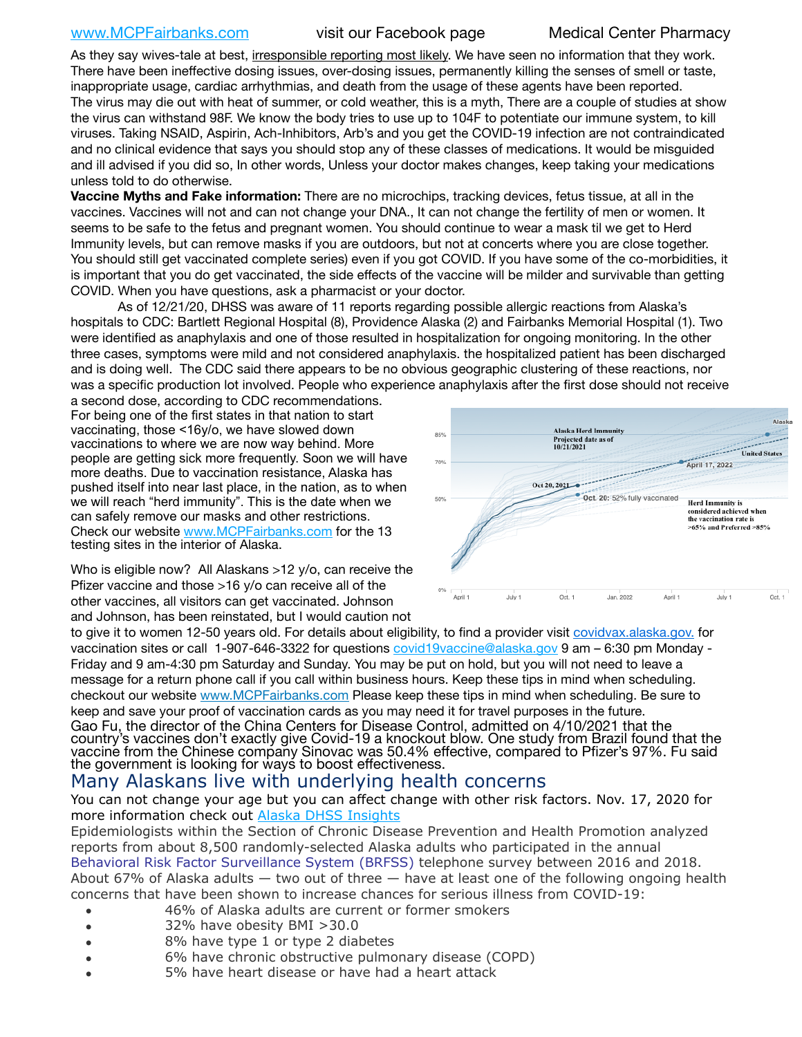As they say wives-tale at best, irresponsible reporting most likely. We have seen no information that they work. There have been ineffective dosing issues, over-dosing issues, permanently killing the senses of smell or taste, inappropriate usage, cardiac arrhythmias, and death from the usage of these agents have been reported. The virus may die out with heat of summer, or cold weather, this is a myth, There are a couple of studies at show the virus can withstand 98F. We know the body tries to use up to 104F to potentiate our immune system, to kill viruses. Taking NSAID, Aspirin, Ach-Inhibitors, Arb's and you get the COVID-19 infection are not contraindicated and no clinical evidence that says you should stop any of these classes of medications. It would be misguided and ill advised if you did so, In other words, Unless your doctor makes changes, keep taking your medications unless told to do otherwise.

**Vaccine Myths and Fake information:** There are no microchips, tracking devices, fetus tissue, at all in the vaccines. Vaccines will not and can not change your DNA., It can not change the fertility of men or women. It seems to be safe to the fetus and pregnant women. You should continue to wear a mask til we get to Herd Immunity levels, but can remove masks if you are outdoors, but not at concerts where you are close together. You should still get vaccinated complete series) even if you got COVID. If you have some of the co-morbidities, it is important that you do get vaccinated, the side effects of the vaccine will be milder and survivable than getting COVID. When you have questions, ask a pharmacist or your doctor.

As of 12/21/20, DHSS was aware of 11 reports regarding possible allergic reactions from Alaska's hospitals to CDC: Bartlett Regional Hospital (8), Providence Alaska (2) and Fairbanks Memorial Hospital (1). Two were identified as anaphylaxis and one of those resulted in hospitalization for ongoing monitoring. In the other three cases, symptoms were mild and not considered anaphylaxis. the hospitalized patient has been discharged and is doing well. The CDC said there appears to be no obvious geographic clustering of these reactions, nor was a specific production lot involved. People who experience anaphylaxis after the first dose should not receive a second dose, according to CDC recommendations.

For being one of the first states in that nation to start vaccinating, those <16y/o, we have slowed down vaccinations to where we are now way behind. More people are getting sick more frequently. Soon we will have more deaths. Due to vaccination resistance, Alaska has pushed itself into near last place, in the nation, as to when we will reach "herd immunity". This is the date when we can safely remove our masks and other restrictions. Check our website www.MCPFairbanks.com for the 13 testing sites in the interior of Alaska.

Alaska Herd Immunity Projected date as of 10/21/2021

Oct 20, 2021 — Oct. 20: 52% fully vaccinated — April 17, 2022 — United States — Alaska

Herd Immunity is considered achieved when the vaccination rate is >65% and Preferred >85%

Who is eligible now? All Alaskans >12 y/o, can receive the Pfizer vaccine and those >16 y/o can receive all of the other vaccines, all visitors can get vaccinated. Johnson and Johnson, has been reinstated, but I would caution not to give it to women 12-50 years old. For details about eligibility, to find a provider visit covidvax.alaska.gov. for vaccination sites or call 1-907-646-3322 for questions covid19vaccine@alaska.gov 9 am – 6:30 pm Monday - Friday and 9 am-4:30 pm Saturday and Sunday. You may be put on hold, but you will not need to leave a message for a return phone call if you call within business hours. Keep these tips in mind when scheduling. checkout our website www.MCPFairbanks.com Please keep these tips in mind when scheduling. Be sure to keep and save your proof of vaccination cards as you may need it for travel purposes in the future.

Gao Fu, the director of the China Centers for Disease Control, admitted on 4/10/2021 that the country's vaccines don't exactly give Covid-19 a knockout blow. One study from Brazil found that the vaccine from the Chinese company Sinovac was 50.4% effective, compared to Pfizer's 97%. Fu said the government is looking for ways to boost effectiveness.

## Many Alaskans live with underlying health concerns

You can not change your age but you can affect change with other risk factors. Nov. 17, 2020 for more information check out Alaska DHSS Insights

Epidemiologists within the Section of Chronic Disease Prevention and Health Promotion analyzed reports from about 8,500 randomly-selected Alaska adults who participated in the annual Behavioral Risk Factor Surveillance System (BRFSS) telephone survey between 2016 and 2018. About 67% of Alaska adults — two out of three — have at least one of the following ongoing health concerns that have been shown to increase chances for serious illness from COVID-19:

- 46% of Alaska adults are current or former smokers
- 32% have obesity BMI >30.0
- 8% have type 1 or type 2 diabetes
- 6% have chronic obstructive pulmonary disease (COPD)
- 5% have heart disease or have had a heart attack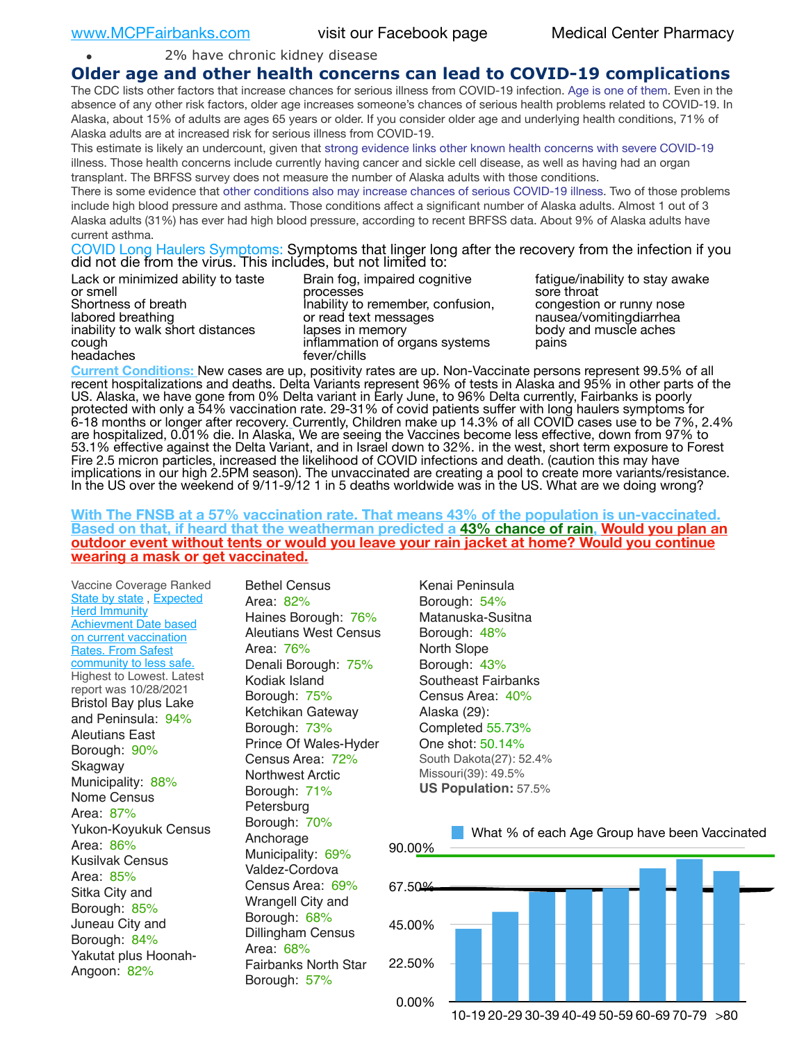www.MCPFairbanks.com visit our Facebook page Medical Center Pharmacy

- 2% have chronic kidney disease

## Older age and other health concerns can lead to COVID-19 complications

The CDC lists other factors that increase chances for serious illness from COVID-19 infection. Age is one of them. Even in the absence of any other risk factors, older age increases someone's chances of serious health problems related to COVID-19. In Alaska, about 15% of adults are ages 65 years or older. If you consider older age and underlying health conditions, 71% of Alaska adults are at increased risk for serious illness from COVID-19.

This estimate is likely an undercount, given that strong evidence links other known health concerns with severe COVID-19 illness. Those health concerns include currently having cancer and sickle cell disease, as well as having had an organ transplant. The BRFSS survey does not measure the number of Alaska adults with those conditions.

There is some evidence that other conditions also may increase chances of serious COVID-19 illness. Two of those problems include high blood pressure and asthma. Those conditions affect a significant number of Alaska adults. Almost 1 out of 3 Alaska adults (31%) has ever had high blood pressure, according to recent BRFSS data. About 9% of Alaska adults have current asthma.

COVID Long Haulers Symptoms: Symptoms that linger long after the recovery from the infection if you did not die from the virus. This includes, but not limited to:

Lack or minimized ability to taste or smell
Shortness of breath
labored breathing
inability to walk short distances
cough
headaches
Brain fog, impaired cognitive processes
Inability to remember, confusion, or read text messages
lapses in memory
inflammation of organs systems
fever/chills
fatigue/inability to stay awake
sore throat
congestion or runny nose
nausea/vomitingdiarrhea
body and muscle aches
pains

**Current Conditions:** New cases are up, positivity rates are up. Non-Vaccinate persons represent 99.5% of all recent hospitalizations and deaths. Delta Variants represent 96% of tests in Alaska and 95% in other parts of the US. Alaska, we have gone from 0% Delta variant in Early June, to 96% Delta currently, Fairbanks is poorly protected with only a 54% vaccination rate. 29-31% of covid patients suffer with long haulers symptoms for 6-18 months or longer after recovery. Currently, Children make up 14.3% of all COVID cases use to be 7%, 2.4% are hospitalized, 0.01% die. In Alaska, We are seeing the Vaccines become less effective, down from 97% to 53.1% effective against the Delta Variant, and in Israel down to 32%. in the west, short term exposure to Forest Fire 2.5 micron particles, increased the likelihood of COVID infections and death. (caution this may have implications in our high 2.5PM season). The unvaccinated are creating a pool to create more variants/resistance. In the US over the weekend of 9/11-9/12 1 in 5 deaths worldwide was in the US. What are we doing wrong?

**With The FNSB at a 57% vaccination rate. That means 43% of the population is un-vaccinated. Based on that, if heard that the weatherman predicted a 43% chance of rain, Would you plan an outdoor event without tents or would you leave your rain jacket at home? Would you continue wearing a mask or get vaccinated.**

Vaccine Coverage Ranked State by state, Expected Herd Immunity Achievment Date based on current vaccination Rates. From Safest community to less safe. Highest to Lowest. Latest report was 10/28/2021

Bristol Bay plus Lake and Peninsula: 94%
Aleutians East Borough: 90%
Skagway Municipality: 88%
Nome Census Area: 87%
Yukon-Koyukuk Census Area: 86%
Kusilvak Census Area: 85%
Sitka City and Borough: 85%
Juneau City and Borough: 84%
Yakutat plus Hoonah-Angoon: 82%
Bethel Census Area: 82%
Haines Borough: 76%
Aleutians West Census Area: 76%
Denali Borough: 75%
Kodiak Island Borough: 75%
Ketchikan Gateway Borough: 73%
Prince Of Wales-Hyder Census Area: 72%
Northwest Arctic Borough: 71%
Petersburg Borough: 70%
Anchorage Municipality: 69%
Valdez-Cordova Census Area: 69%
Wrangell City and Borough: 68%
Dillingham Census Area: 68%
Fairbanks North Star Borough: 57%
Kenai Peninsula Borough: 54%
Matanuska-Susitna Borough: 48%
North Slope Borough: 43%
Southeast Fairbanks Census Area: 40%
Alaska (29): Completed 55.73%
One shot: 50.14%
South Dakota(27): 52.4%
Missouri(39): 49.5%
**US Population:** 57.5%

What % of each Age Group have been Vaccinated
90.00%
67.50%
45.00%
22.50%
0.00%
10-19 20-29 30-39 40-49 50-59 60-69 70-79 >80